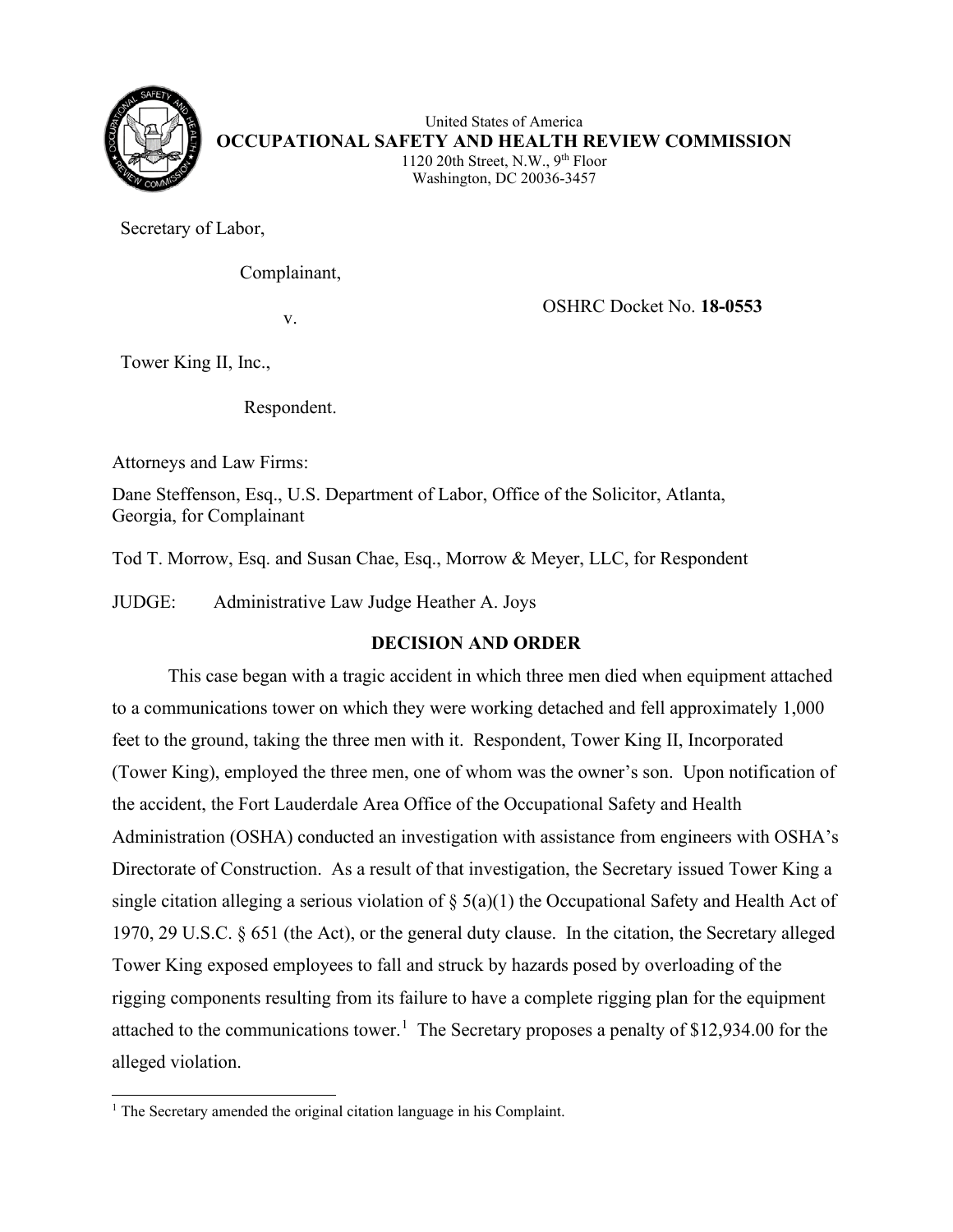United States of America

**OCCUPATIONAL SAFETY AND HEALTH REVIEW COMMISSION**

1120 20th Street, N.W., 9th Floor
Washington, DC 20036-3457

Secretary of Labor,

Complainant,

v.

OSHRC Docket No. **18-0553**

Tower King II, Inc.,

Respondent.

Attorneys and Law Firms:

Dane Steffenson, Esq., U.S. Department of Labor, Office of the Solicitor, Atlanta, Georgia, for Complainant

Tod T. Morrow, Esq. and Susan Chae, Esq., Morrow & Meyer, LLC, for Respondent

JUDGE: Administrative Law Judge Heather A. Joys

## DECISION AND ORDER

This case began with a tragic accident in which three men died when equipment attached to a communications tower on which they were working detached and fell approximately 1,000 feet to the ground, taking the three men with it. Respondent, Tower King II, Incorporated (Tower King), employed the three men, one of whom was the owner's son. Upon notification of the accident, the Fort Lauderdale Area Office of the Occupational Safety and Health Administration (OSHA) conducted an investigation with assistance from engineers with OSHA's Directorate of Construction. As a result of that investigation, the Secretary issued Tower King a single citation alleging a serious violation of § 5(a)(1) the Occupational Safety and Health Act of 1970, 29 U.S.C. § 651 (the Act), or the general duty clause. In the citation, the Secretary alleged Tower King exposed employees to fall and struck by hazards posed by overloading of the rigging components resulting from its failure to have a complete rigging plan for the equipment attached to the communications tower.[1] The Secretary proposes a penalty of $12,934.00 for the alleged violation.

[1] The Secretary amended the original citation language in his Complaint.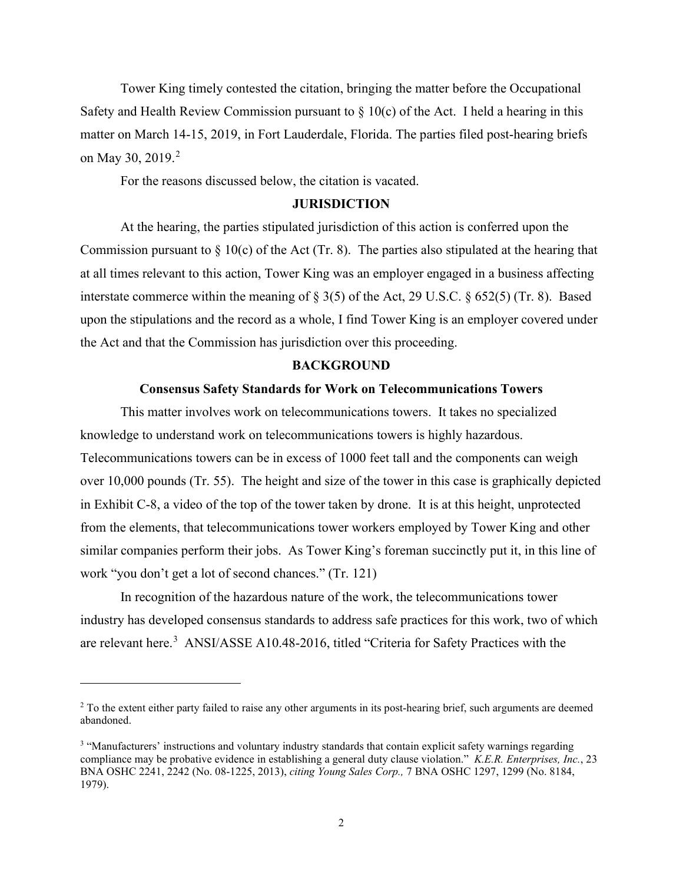Tower King timely contested the citation, bringing the matter before the Occupational Safety and Health Review Commission pursuant to § 10(c) of the Act. I held a hearing in this matter on March 14-15, 2019, in Fort Lauderdale, Florida. The parties filed post-hearing briefs on May 30, 2019.[2]

For the reasons discussed below, the citation is vacated.

## JURISDICTION

At the hearing, the parties stipulated jurisdiction of this action is conferred upon the Commission pursuant to § 10(c) of the Act (Tr. 8). The parties also stipulated at the hearing that at all times relevant to this action, Tower King was an employer engaged in a business affecting interstate commerce within the meaning of § 3(5) of the Act, 29 U.S.C. § 652(5) (Tr. 8). Based upon the stipulations and the record as a whole, I find Tower King is an employer covered under the Act and that the Commission has jurisdiction over this proceeding.

## BACKGROUND

### Consensus Safety Standards for Work on Telecommunications Towers

This matter involves work on telecommunications towers. It takes no specialized knowledge to understand work on telecommunications towers is highly hazardous. Telecommunications towers can be in excess of 1000 feet tall and the components can weigh over 10,000 pounds (Tr. 55). The height and size of the tower in this case is graphically depicted in Exhibit C-8, a video of the top of the tower taken by drone. It is at this height, unprotected from the elements, that telecommunications tower workers employed by Tower King and other similar companies perform their jobs. As Tower King's foreman succinctly put it, in this line of work "you don't get a lot of second chances." (Tr. 121)

In recognition of the hazardous nature of the work, the telecommunications tower industry has developed consensus standards to address safe practices for this work, two of which are relevant here.[3] ANSI/ASSE A10.48-2016, titled "Criteria for Safety Practices with the

---

[2] To the extent either party failed to raise any other arguments in its post-hearing brief, such arguments are deemed abandoned.

[3] "Manufacturers' instructions and voluntary industry standards that contain explicit safety warnings regarding compliance may be probative evidence in establishing a general duty clause violation." *K.E.R. Enterprises, Inc.*, 23 BNA OSHC 2241, 2242 (No. 08-1225, 2013), *citing Young Sales Corp.,* 7 BNA OSHC 1297, 1299 (No. 8184, 1979).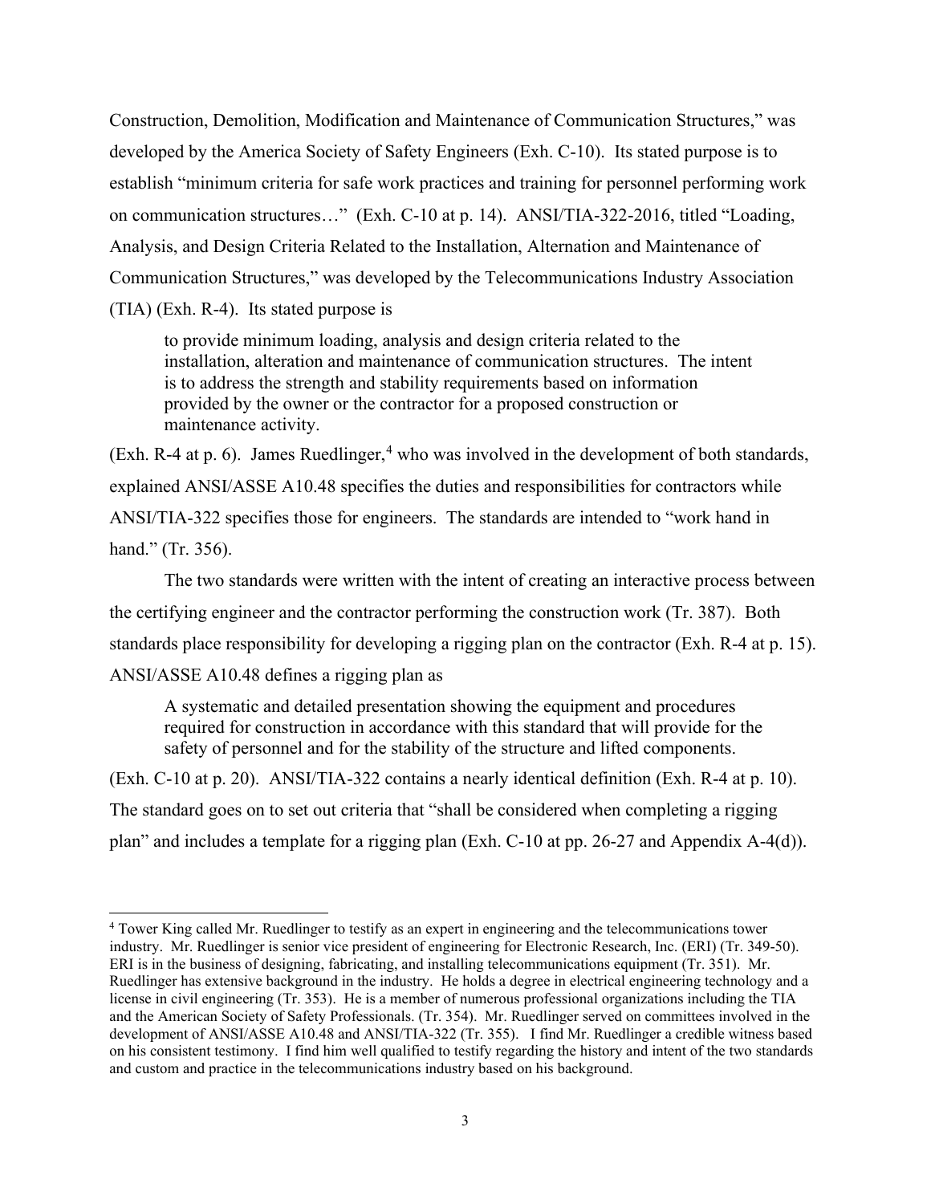Construction, Demolition, Modification and Maintenance of Communication Structures," was developed by the America Society of Safety Engineers (Exh. C-10). Its stated purpose is to establish "minimum criteria for safe work practices and training for personnel performing work on communication structures…" (Exh. C-10 at p. 14). ANSI/TIA-322-2016, titled "Loading, Analysis, and Design Criteria Related to the Installation, Alternation and Maintenance of Communication Structures," was developed by the Telecommunications Industry Association (TIA) (Exh. R-4). Its stated purpose is

> to provide minimum loading, analysis and design criteria related to the installation, alteration and maintenance of communication structures. The intent is to address the strength and stability requirements based on information provided by the owner or the contractor for a proposed construction or maintenance activity.

(Exh. R-4 at p. 6). James Ruedlinger,[4] who was involved in the development of both standards, explained ANSI/ASSE A10.48 specifies the duties and responsibilities for contractors while ANSI/TIA-322 specifies those for engineers. The standards are intended to "work hand in hand." (Tr. 356).

The two standards were written with the intent of creating an interactive process between the certifying engineer and the contractor performing the construction work (Tr. 387). Both standards place responsibility for developing a rigging plan on the contractor (Exh. R-4 at p. 15). ANSI/ASSE A10.48 defines a rigging plan as

> A systematic and detailed presentation showing the equipment and procedures required for construction in accordance with this standard that will provide for the safety of personnel and for the stability of the structure and lifted components.

(Exh. C-10 at p. 20). ANSI/TIA-322 contains a nearly identical definition (Exh. R-4 at p. 10). The standard goes on to set out criteria that "shall be considered when completing a rigging plan" and includes a template for a rigging plan (Exh. C-10 at pp. 26-27 and Appendix A-4(d)).

---

[4] Tower King called Mr. Ruedlinger to testify as an expert in engineering and the telecommunications tower industry. Mr. Ruedlinger is senior vice president of engineering for Electronic Research, Inc. (ERI) (Tr. 349-50). ERI is in the business of designing, fabricating, and installing telecommunications equipment (Tr. 351). Mr. Ruedlinger has extensive background in the industry. He holds a degree in electrical engineering technology and a license in civil engineering (Tr. 353). He is a member of numerous professional organizations including the TIA and the American Society of Safety Professionals. (Tr. 354). Mr. Ruedlinger served on committees involved in the development of ANSI/ASSE A10.48 and ANSI/TIA-322 (Tr. 355). I find Mr. Ruedlinger a credible witness based on his consistent testimony. I find him well qualified to testify regarding the history and intent of the two standards and custom and practice in the telecommunications industry based on his background.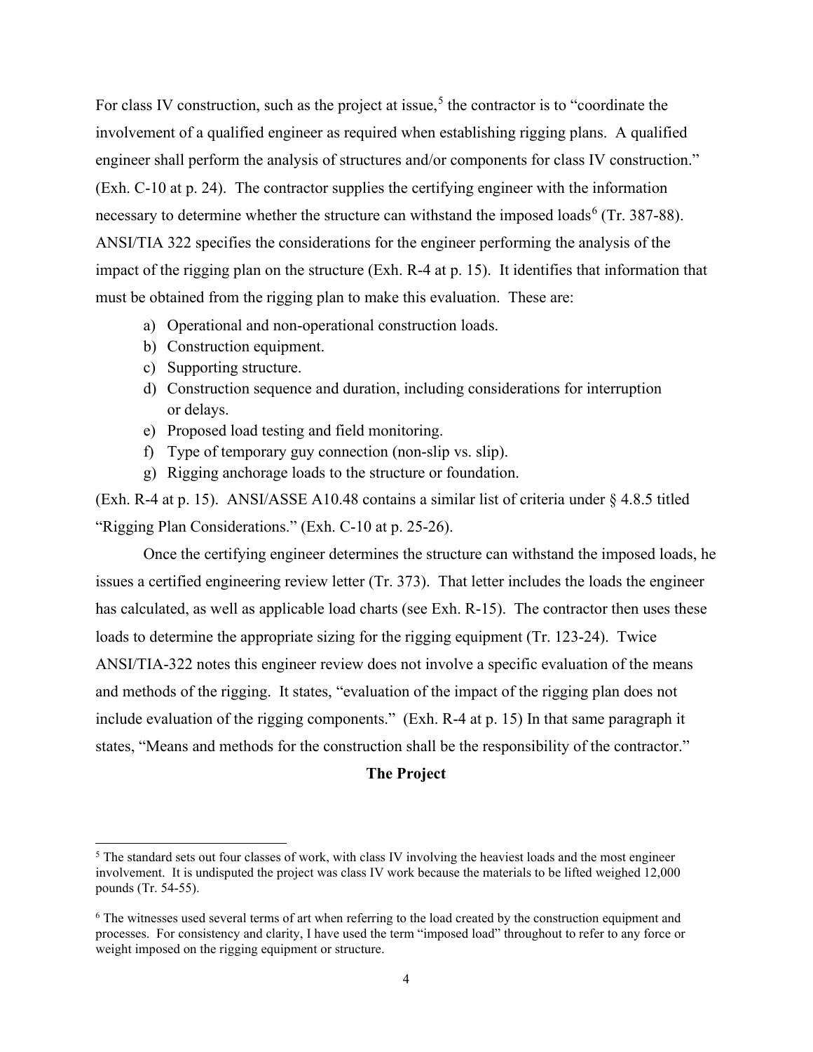For class IV construction, such as the project at issue,[5] the contractor is to "coordinate the involvement of a qualified engineer as required when establishing rigging plans. A qualified engineer shall perform the analysis of structures and/or components for class IV construction." (Exh. C-10 at p. 24). The contractor supplies the certifying engineer with the information necessary to determine whether the structure can withstand the imposed loads[6] (Tr. 387-88). ANSI/TIA 322 specifies the considerations for the engineer performing the analysis of the impact of the rigging plan on the structure (Exh. R-4 at p. 15). It identifies that information that must be obtained from the rigging plan to make this evaluation. These are:

a) Operational and non-operational construction loads.
b) Construction equipment.
c) Supporting structure.
d) Construction sequence and duration, including considerations for interruption or delays.
e) Proposed load testing and field monitoring.
f) Type of temporary guy connection (non-slip vs. slip).
g) Rigging anchorage loads to the structure or foundation.

(Exh. R-4 at p. 15). ANSI/ASSE A10.48 contains a similar list of criteria under § 4.8.5 titled "Rigging Plan Considerations." (Exh. C-10 at p. 25-26).

Once the certifying engineer determines the structure can withstand the imposed loads, he issues a certified engineering review letter (Tr. 373). That letter includes the loads the engineer has calculated, as well as applicable load charts (see Exh. R-15). The contractor then uses these loads to determine the appropriate sizing for the rigging equipment (Tr. 123-24). Twice ANSI/TIA-322 notes this engineer review does not involve a specific evaluation of the means and methods of the rigging. It states, "evaluation of the impact of the rigging plan does not include evaluation of the rigging components." (Exh. R-4 at p. 15) In that same paragraph it states, "Means and methods for the construction shall be the responsibility of the contractor."

**The Project**

[5] The standard sets out four classes of work, with class IV involving the heaviest loads and the most engineer involvement. It is undisputed the project was class IV work because the materials to be lifted weighed 12,000 pounds (Tr. 54-55).

[6] The witnesses used several terms of art when referring to the load created by the construction equipment and processes. For consistency and clarity, I have used the term "imposed load" throughout to refer to any force or weight imposed on the rigging equipment or structure.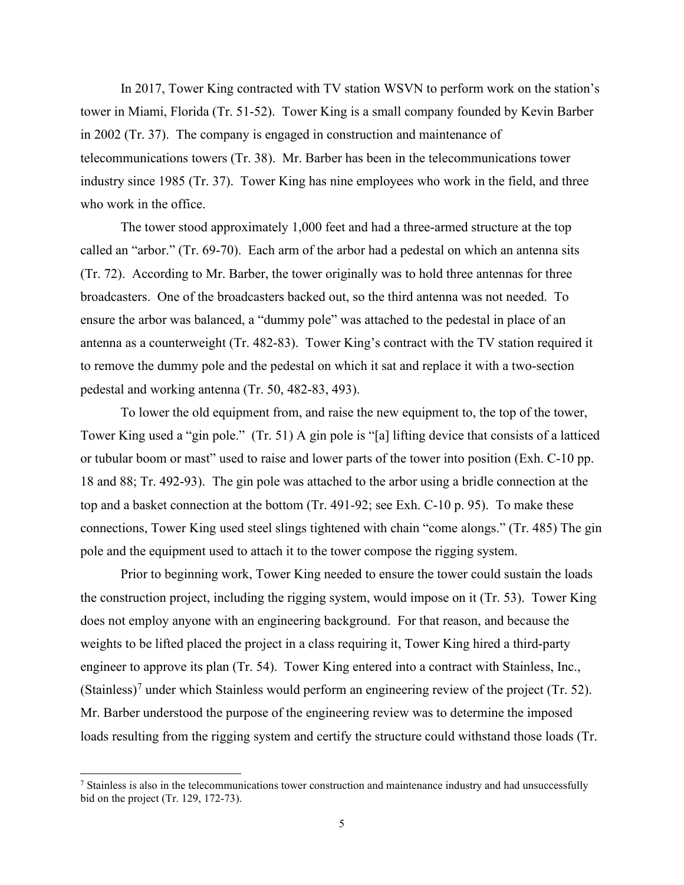In 2017, Tower King contracted with TV station WSVN to perform work on the station's tower in Miami, Florida (Tr. 51-52). Tower King is a small company founded by Kevin Barber in 2002 (Tr. 37). The company is engaged in construction and maintenance of telecommunications towers (Tr. 38). Mr. Barber has been in the telecommunications tower industry since 1985 (Tr. 37). Tower King has nine employees who work in the field, and three who work in the office.

The tower stood approximately 1,000 feet and had a three-armed structure at the top called an "arbor." (Tr. 69-70). Each arm of the arbor had a pedestal on which an antenna sits (Tr. 72). According to Mr. Barber, the tower originally was to hold three antennas for three broadcasters. One of the broadcasters backed out, so the third antenna was not needed. To ensure the arbor was balanced, a "dummy pole" was attached to the pedestal in place of an antenna as a counterweight (Tr. 482-83). Tower King's contract with the TV station required it to remove the dummy pole and the pedestal on which it sat and replace it with a two-section pedestal and working antenna (Tr. 50, 482-83, 493).

To lower the old equipment from, and raise the new equipment to, the top of the tower, Tower King used a "gin pole." (Tr. 51) A gin pole is "[a] lifting device that consists of a latticed or tubular boom or mast" used to raise and lower parts of the tower into position (Exh. C-10 pp. 18 and 88; Tr. 492-93). The gin pole was attached to the arbor using a bridle connection at the top and a basket connection at the bottom (Tr. 491-92; see Exh. C-10 p. 95). To make these connections, Tower King used steel slings tightened with chain "come alongs." (Tr. 485) The gin pole and the equipment used to attach it to the tower compose the rigging system.

Prior to beginning work, Tower King needed to ensure the tower could sustain the loads the construction project, including the rigging system, would impose on it (Tr. 53). Tower King does not employ anyone with an engineering background. For that reason, and because the weights to be lifted placed the project in a class requiring it, Tower King hired a third-party engineer to approve its plan (Tr. 54). Tower King entered into a contract with Stainless, Inc., (Stainless)[7] under which Stainless would perform an engineering review of the project (Tr. 52). Mr. Barber understood the purpose of the engineering review was to determine the imposed loads resulting from the rigging system and certify the structure could withstand those loads (Tr.

[7] Stainless is also in the telecommunications tower construction and maintenance industry and had unsuccessfully bid on the project (Tr. 129, 172-73).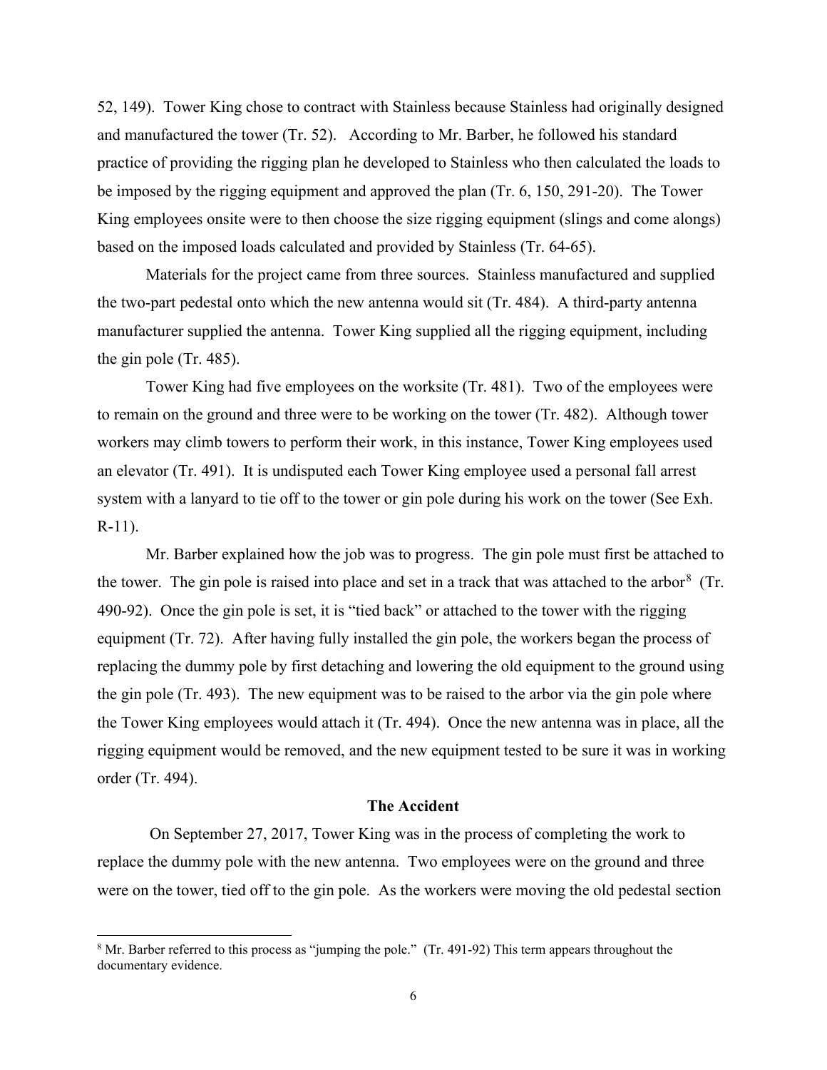52, 149). Tower King chose to contract with Stainless because Stainless had originally designed and manufactured the tower (Tr. 52). According to Mr. Barber, he followed his standard practice of providing the rigging plan he developed to Stainless who then calculated the loads to be imposed by the rigging equipment and approved the plan (Tr. 6, 150, 291-20). The Tower King employees onsite were to then choose the size rigging equipment (slings and come alongs) based on the imposed loads calculated and provided by Stainless (Tr. 64-65).

Materials for the project came from three sources. Stainless manufactured and supplied the two-part pedestal onto which the new antenna would sit (Tr. 484). A third-party antenna manufacturer supplied the antenna. Tower King supplied all the rigging equipment, including the gin pole (Tr. 485).

Tower King had five employees on the worksite (Tr. 481). Two of the employees were to remain on the ground and three were to be working on the tower (Tr. 482). Although tower workers may climb towers to perform their work, in this instance, Tower King employees used an elevator (Tr. 491). It is undisputed each Tower King employee used a personal fall arrest system with a lanyard to tie off to the tower or gin pole during his work on the tower (See Exh. R-11).

Mr. Barber explained how the job was to progress. The gin pole must first be attached to the tower. The gin pole is raised into place and set in a track that was attached to the arbor[8] (Tr. 490-92). Once the gin pole is set, it is "tied back" or attached to the tower with the rigging equipment (Tr. 72). After having fully installed the gin pole, the workers began the process of replacing the dummy pole by first detaching and lowering the old equipment to the ground using the gin pole (Tr. 493). The new equipment was to be raised to the arbor via the gin pole where the Tower King employees would attach it (Tr. 494). Once the new antenna was in place, all the rigging equipment would be removed, and the new equipment tested to be sure it was in working order (Tr. 494).

## The Accident

On September 27, 2017, Tower King was in the process of completing the work to replace the dummy pole with the new antenna. Two employees were on the ground and three were on the tower, tied off to the gin pole. As the workers were moving the old pedestal section

---

[8] Mr. Barber referred to this process as "jumping the pole." (Tr. 491-92) This term appears throughout the documentary evidence.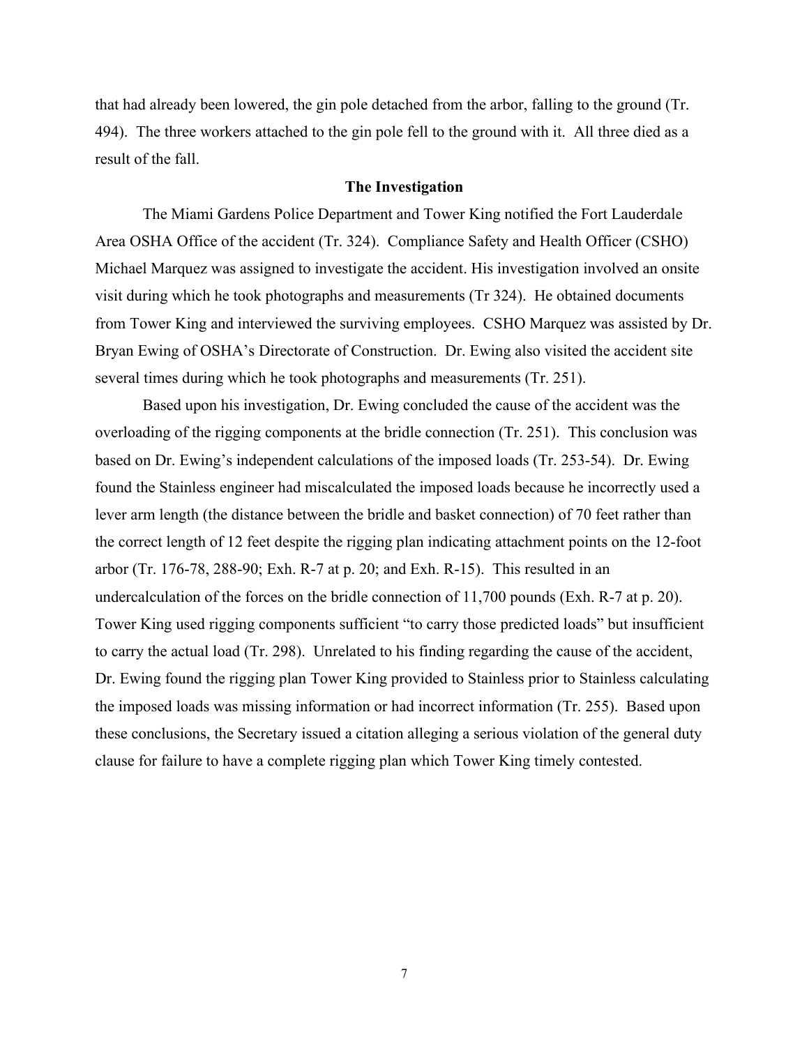that had already been lowered, the gin pole detached from the arbor, falling to the ground (Tr. 494). The three workers attached to the gin pole fell to the ground with it. All three died as a result of the fall.

**The Investigation**

The Miami Gardens Police Department and Tower King notified the Fort Lauderdale Area OSHA Office of the accident (Tr. 324). Compliance Safety and Health Officer (CSHO) Michael Marquez was assigned to investigate the accident. His investigation involved an onsite visit during which he took photographs and measurements (Tr 324). He obtained documents from Tower King and interviewed the surviving employees. CSHO Marquez was assisted by Dr. Bryan Ewing of OSHA's Directorate of Construction. Dr. Ewing also visited the accident site several times during which he took photographs and measurements (Tr. 251).

Based upon his investigation, Dr. Ewing concluded the cause of the accident was the overloading of the rigging components at the bridle connection (Tr. 251). This conclusion was based on Dr. Ewing's independent calculations of the imposed loads (Tr. 253-54). Dr. Ewing found the Stainless engineer had miscalculated the imposed loads because he incorrectly used a lever arm length (the distance between the bridle and basket connection) of 70 feet rather than the correct length of 12 feet despite the rigging plan indicating attachment points on the 12-foot arbor (Tr. 176-78, 288-90; Exh. R-7 at p. 20; and Exh. R-15). This resulted in an undercalculation of the forces on the bridle connection of 11,700 pounds (Exh. R-7 at p. 20). Tower King used rigging components sufficient "to carry those predicted loads" but insufficient to carry the actual load (Tr. 298). Unrelated to his finding regarding the cause of the accident, Dr. Ewing found the rigging plan Tower King provided to Stainless prior to Stainless calculating the imposed loads was missing information or had incorrect information (Tr. 255). Based upon these conclusions, the Secretary issued a citation alleging a serious violation of the general duty clause for failure to have a complete rigging plan which Tower King timely contested.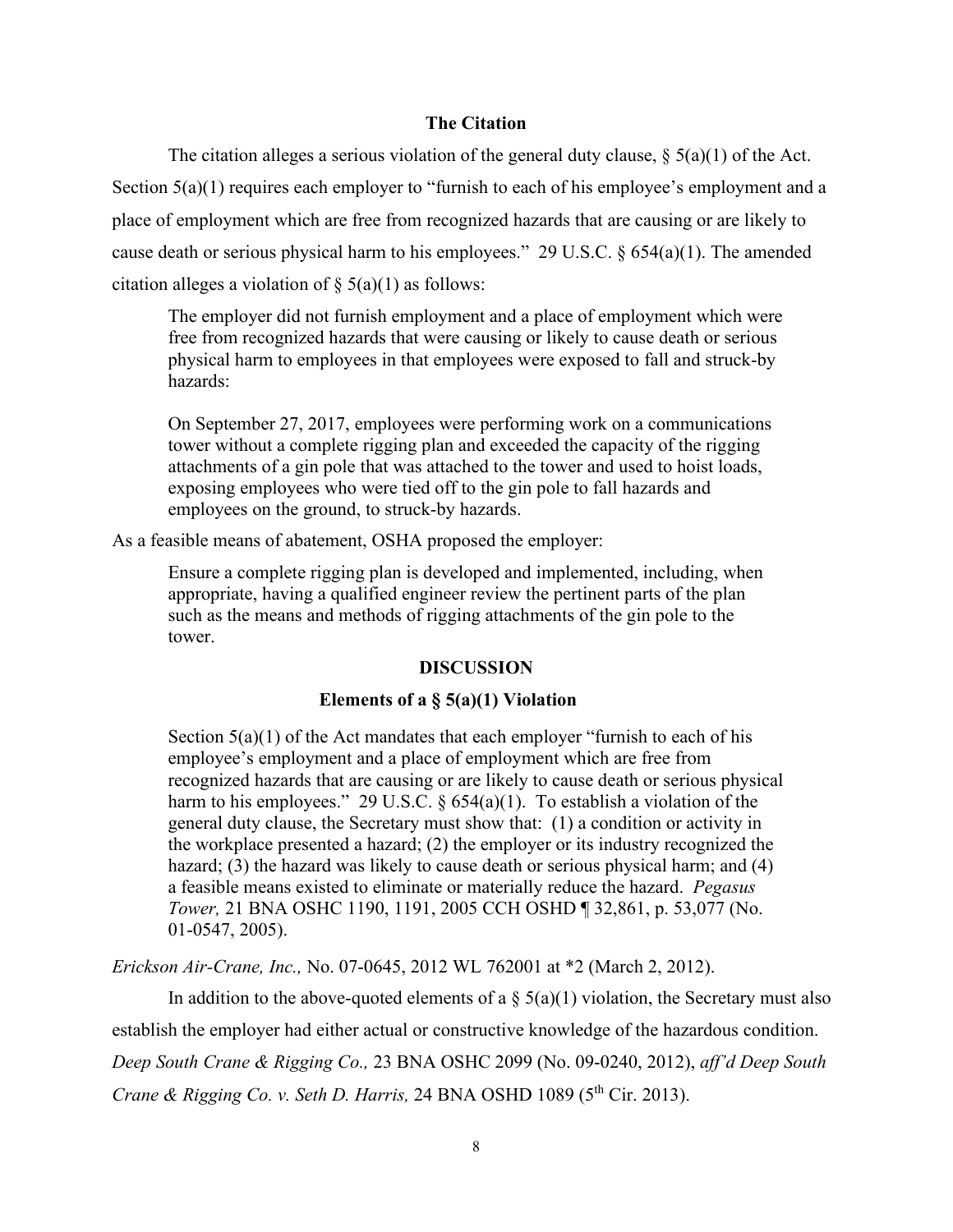## The Citation

The citation alleges a serious violation of the general duty clause, § 5(a)(1) of the Act. Section 5(a)(1) requires each employer to "furnish to each of his employee's employment and a place of employment which are free from recognized hazards that are causing or are likely to cause death or serious physical harm to his employees." 29 U.S.C. § 654(a)(1). The amended citation alleges a violation of § 5(a)(1) as follows:

> The employer did not furnish employment and a place of employment which were free from recognized hazards that were causing or likely to cause death or serious physical harm to employees in that employees were exposed to fall and struck-by hazards:
>
> On September 27, 2017, employees were performing work on a communications tower without a complete rigging plan and exceeded the capacity of the rigging attachments of a gin pole that was attached to the tower and used to hoist loads, exposing employees who were tied off to the gin pole to fall hazards and employees on the ground, to struck-by hazards.

As a feasible means of abatement, OSHA proposed the employer:

> Ensure a complete rigging plan is developed and implemented, including, when appropriate, having a qualified engineer review the pertinent parts of the plan such as the means and methods of rigging attachments of the gin pole to the tower.

## DISCUSSION

### Elements of a § 5(a)(1) Violation

> Section 5(a)(1) of the Act mandates that each employer "furnish to each of his employee's employment and a place of employment which are free from recognized hazards that are causing or are likely to cause death or serious physical harm to his employees." 29 U.S.C. § 654(a)(1). To establish a violation of the general duty clause, the Secretary must show that: (1) a condition or activity in the workplace presented a hazard; (2) the employer or its industry recognized the hazard; (3) the hazard was likely to cause death or serious physical harm; and (4) a feasible means existed to eliminate or materially reduce the hazard. *Pegasus Tower,* 21 BNA OSHC 1190, 1191, 2005 CCH OSHD ¶ 32,861, p. 53,077 (No. 01-0547, 2005).

*Erickson Air-Crane, Inc.,* No. 07-0645, 2012 WL 762001 at *2 (March 2, 2012).

In addition to the above-quoted elements of a § 5(a)(1) violation, the Secretary must also establish the employer had either actual or constructive knowledge of the hazardous condition. *Deep South Crane & Rigging Co.,* 23 BNA OSHC 2099 (No. 09-0240, 2012), *aff'd Deep South Crane & Rigging Co. v. Seth D. Harris,* 24 BNA OSHD 1089 (5th Cir. 2013).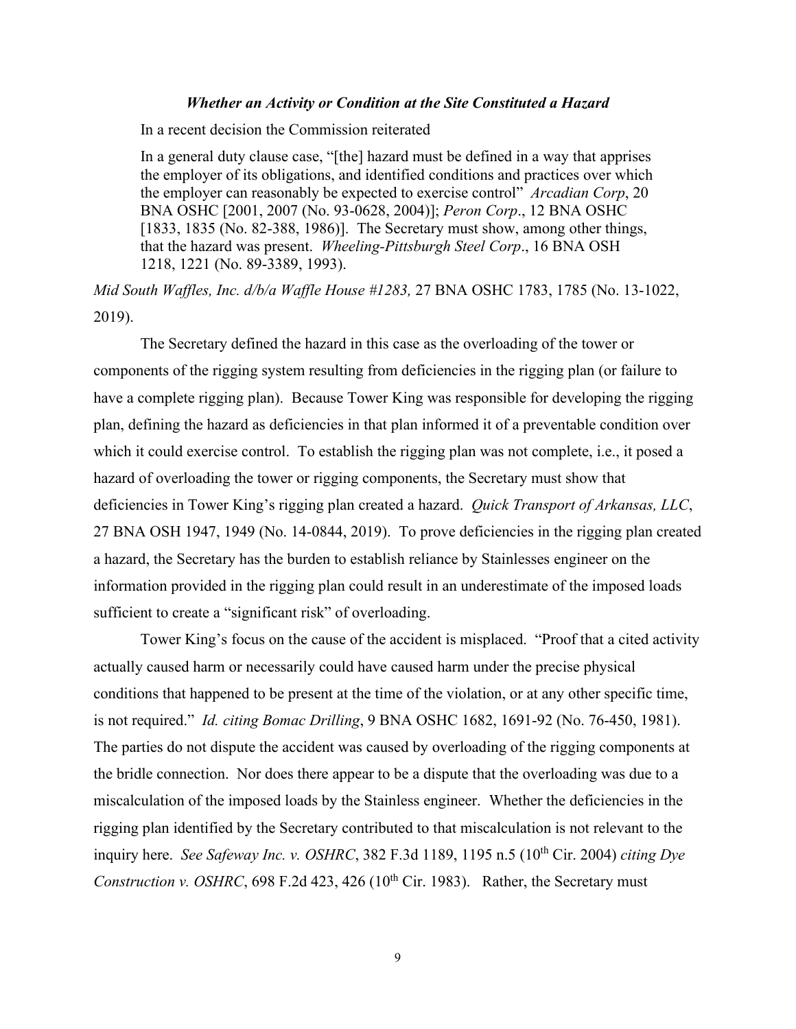### *Whether an Activity or Condition at the Site Constituted a Hazard*

In a recent decision the Commission reiterated

> In a general duty clause case, "[the] hazard must be defined in a way that apprises the employer of its obligations, and identified conditions and practices over which the employer can reasonably be expected to exercise control" *Arcadian Corp*, 20 BNA OSHC [2001, 2007 (No. 93-0628, 2004)]; *Peron Corp*., 12 BNA OSHC [1833, 1835 (No. 82-388, 1986)]. The Secretary must show, among other things, that the hazard was present. *Wheeling-Pittsburgh Steel Corp*., 16 BNA OSH 1218, 1221 (No. 89-3389, 1993).

*Mid South Waffles, Inc. d/b/a Waffle House #1283,* 27 BNA OSHC 1783, 1785 (No. 13-1022, 2019).

The Secretary defined the hazard in this case as the overloading of the tower or components of the rigging system resulting from deficiencies in the rigging plan (or failure to have a complete rigging plan). Because Tower King was responsible for developing the rigging plan, defining the hazard as deficiencies in that plan informed it of a preventable condition over which it could exercise control. To establish the rigging plan was not complete, i.e., it posed a hazard of overloading the tower or rigging components, the Secretary must show that deficiencies in Tower King's rigging plan created a hazard. *Quick Transport of Arkansas, LLC*, 27 BNA OSH 1947, 1949 (No. 14-0844, 2019). To prove deficiencies in the rigging plan created a hazard, the Secretary has the burden to establish reliance by Stainlesses engineer on the information provided in the rigging plan could result in an underestimate of the imposed loads sufficient to create a "significant risk" of overloading.

Tower King's focus on the cause of the accident is misplaced. "Proof that a cited activity actually caused harm or necessarily could have caused harm under the precise physical conditions that happened to be present at the time of the violation, or at any other specific time, is not required." *Id. citing Bomac Drilling*, 9 BNA OSHC 1682, 1691-92 (No. 76-450, 1981). The parties do not dispute the accident was caused by overloading of the rigging components at the bridle connection. Nor does there appear to be a dispute that the overloading was due to a miscalculation of the imposed loads by the Stainless engineer. Whether the deficiencies in the rigging plan identified by the Secretary contributed to that miscalculation is not relevant to the inquiry here. *See Safeway Inc. v. OSHRC*, 382 F.3d 1189, 1195 n.5 (10th Cir. 2004) *citing Dye Construction v. OSHRC*, 698 F.2d 423, 426 (10th Cir. 1983). Rather, the Secretary must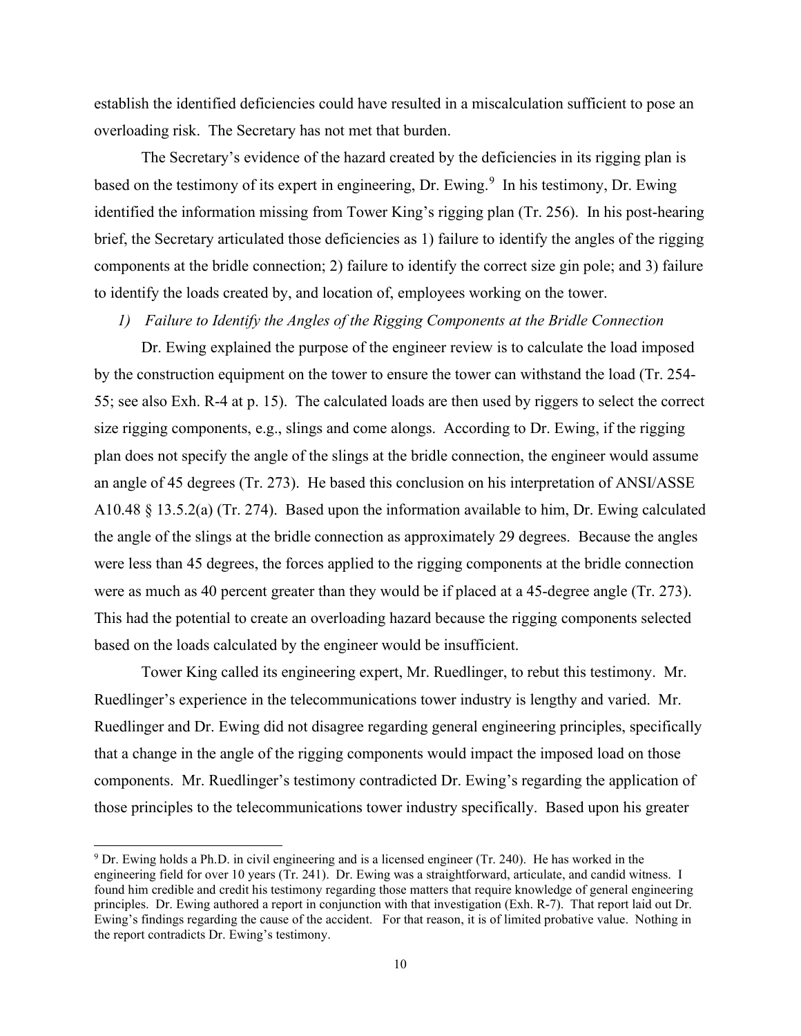establish the identified deficiencies could have resulted in a miscalculation sufficient to pose an overloading risk. The Secretary has not met that burden.

The Secretary's evidence of the hazard created by the deficiencies in its rigging plan is based on the testimony of its expert in engineering, Dr. Ewing.[9] In his testimony, Dr. Ewing identified the information missing from Tower King's rigging plan (Tr. 256). In his post-hearing brief, the Secretary articulated those deficiencies as 1) failure to identify the angles of the rigging components at the bridle connection; 2) failure to identify the correct size gin pole; and 3) failure to identify the loads created by, and location of, employees working on the tower.

*1) Failure to Identify the Angles of the Rigging Components at the Bridle Connection*

Dr. Ewing explained the purpose of the engineer review is to calculate the load imposed by the construction equipment on the tower to ensure the tower can withstand the load (Tr. 254-55; see also Exh. R-4 at p. 15). The calculated loads are then used by riggers to select the correct size rigging components, e.g., slings and come alongs. According to Dr. Ewing, if the rigging plan does not specify the angle of the slings at the bridle connection, the engineer would assume an angle of 45 degrees (Tr. 273). He based this conclusion on his interpretation of ANSI/ASSE A10.48 § 13.5.2(a) (Tr. 274). Based upon the information available to him, Dr. Ewing calculated the angle of the slings at the bridle connection as approximately 29 degrees. Because the angles were less than 45 degrees, the forces applied to the rigging components at the bridle connection were as much as 40 percent greater than they would be if placed at a 45-degree angle (Tr. 273). This had the potential to create an overloading hazard because the rigging components selected based on the loads calculated by the engineer would be insufficient.

Tower King called its engineering expert, Mr. Ruedlinger, to rebut this testimony. Mr. Ruedlinger's experience in the telecommunications tower industry is lengthy and varied. Mr. Ruedlinger and Dr. Ewing did not disagree regarding general engineering principles, specifically that a change in the angle of the rigging components would impact the imposed load on those components. Mr. Ruedlinger's testimony contradicted Dr. Ewing's regarding the application of those principles to the telecommunications tower industry specifically. Based upon his greater

[9] Dr. Ewing holds a Ph.D. in civil engineering and is a licensed engineer (Tr. 240). He has worked in the engineering field for over 10 years (Tr. 241). Dr. Ewing was a straightforward, articulate, and candid witness. I found him credible and credit his testimony regarding those matters that require knowledge of general engineering principles. Dr. Ewing authored a report in conjunction with that investigation (Exh. R-7). That report laid out Dr. Ewing's findings regarding the cause of the accident. For that reason, it is of limited probative value. Nothing in the report contradicts Dr. Ewing's testimony.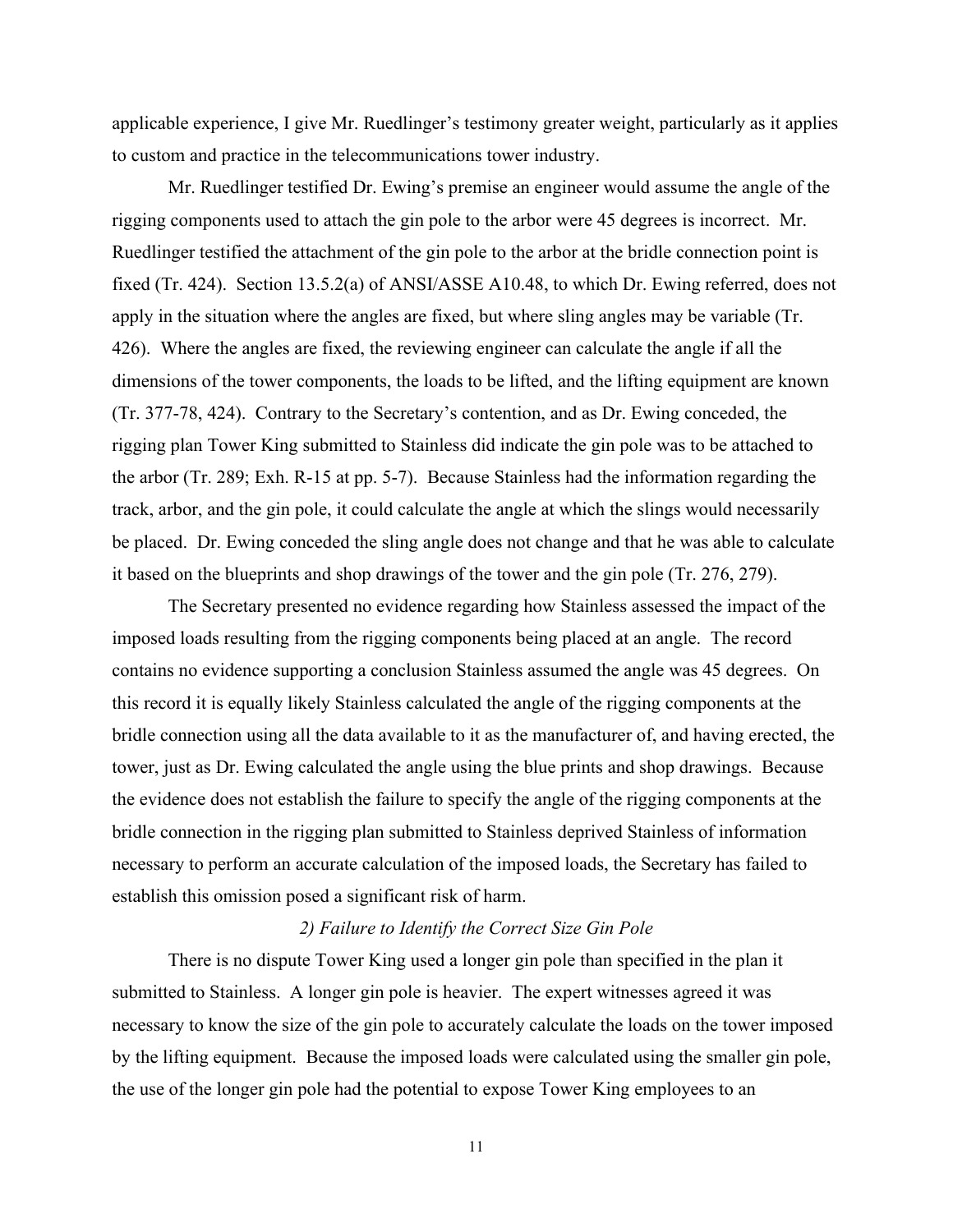applicable experience, I give Mr. Ruedlinger's testimony greater weight, particularly as it applies to custom and practice in the telecommunications tower industry.

Mr. Ruedlinger testified Dr. Ewing's premise an engineer would assume the angle of the rigging components used to attach the gin pole to the arbor were 45 degrees is incorrect. Mr. Ruedlinger testified the attachment of the gin pole to the arbor at the bridle connection point is fixed (Tr. 424). Section 13.5.2(a) of ANSI/ASSE A10.48, to which Dr. Ewing referred, does not apply in the situation where the angles are fixed, but where sling angles may be variable (Tr. 426). Where the angles are fixed, the reviewing engineer can calculate the angle if all the dimensions of the tower components, the loads to be lifted, and the lifting equipment are known (Tr. 377-78, 424). Contrary to the Secretary's contention, and as Dr. Ewing conceded, the rigging plan Tower King submitted to Stainless did indicate the gin pole was to be attached to the arbor (Tr. 289; Exh. R-15 at pp. 5-7). Because Stainless had the information regarding the track, arbor, and the gin pole, it could calculate the angle at which the slings would necessarily be placed. Dr. Ewing conceded the sling angle does not change and that he was able to calculate it based on the blueprints and shop drawings of the tower and the gin pole (Tr. 276, 279).

The Secretary presented no evidence regarding how Stainless assessed the impact of the imposed loads resulting from the rigging components being placed at an angle. The record contains no evidence supporting a conclusion Stainless assumed the angle was 45 degrees. On this record it is equally likely Stainless calculated the angle of the rigging components at the bridle connection using all the data available to it as the manufacturer of, and having erected, the tower, just as Dr. Ewing calculated the angle using the blue prints and shop drawings. Because the evidence does not establish the failure to specify the angle of the rigging components at the bridle connection in the rigging plan submitted to Stainless deprived Stainless of information necessary to perform an accurate calculation of the imposed loads, the Secretary has failed to establish this omission posed a significant risk of harm.

*2) Failure to Identify the Correct Size Gin Pole*

There is no dispute Tower King used a longer gin pole than specified in the plan it submitted to Stainless. A longer gin pole is heavier. The expert witnesses agreed it was necessary to know the size of the gin pole to accurately calculate the loads on the tower imposed by the lifting equipment. Because the imposed loads were calculated using the smaller gin pole, the use of the longer gin pole had the potential to expose Tower King employees to an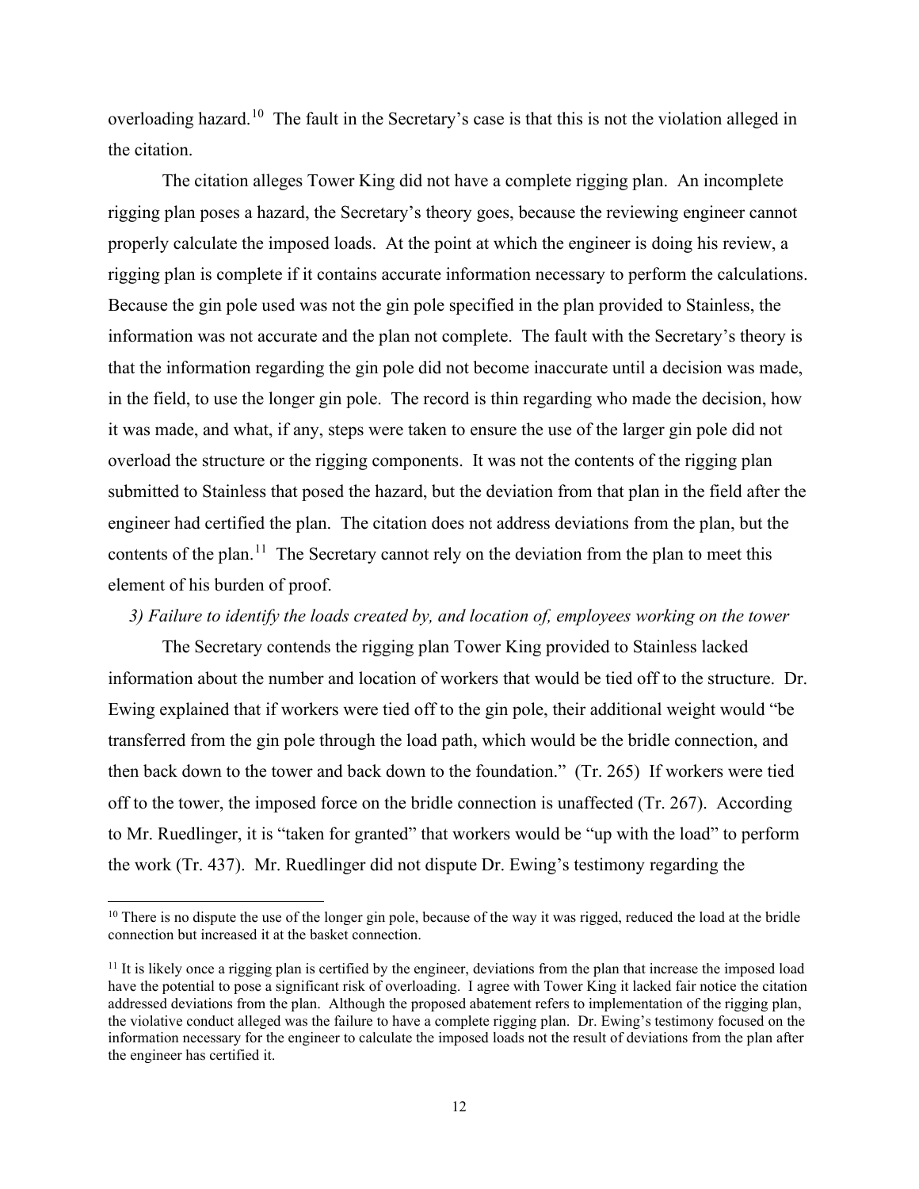overloading hazard.[10] The fault in the Secretary's case is that this is not the violation alleged in the citation.

The citation alleges Tower King did not have a complete rigging plan. An incomplete rigging plan poses a hazard, the Secretary's theory goes, because the reviewing engineer cannot properly calculate the imposed loads. At the point at which the engineer is doing his review, a rigging plan is complete if it contains accurate information necessary to perform the calculations. Because the gin pole used was not the gin pole specified in the plan provided to Stainless, the information was not accurate and the plan not complete. The fault with the Secretary's theory is that the information regarding the gin pole did not become inaccurate until a decision was made, in the field, to use the longer gin pole. The record is thin regarding who made the decision, how it was made, and what, if any, steps were taken to ensure the use of the larger gin pole did not overload the structure or the rigging components. It was not the contents of the rigging plan submitted to Stainless that posed the hazard, but the deviation from that plan in the field after the engineer had certified the plan. The citation does not address deviations from the plan, but the contents of the plan.[11] The Secretary cannot rely on the deviation from the plan to meet this element of his burden of proof.

*3) Failure to identify the loads created by, and location of, employees working on the tower*

The Secretary contends the rigging plan Tower King provided to Stainless lacked information about the number and location of workers that would be tied off to the structure. Dr. Ewing explained that if workers were tied off to the gin pole, their additional weight would "be transferred from the gin pole through the load path, which would be the bridle connection, and then back down to the tower and back down to the foundation." (Tr. 265) If workers were tied off to the tower, the imposed force on the bridle connection is unaffected (Tr. 267). According to Mr. Ruedlinger, it is "taken for granted" that workers would be "up with the load" to perform the work (Tr. 437). Mr. Ruedlinger did not dispute Dr. Ewing's testimony regarding the

---

[10] There is no dispute the use of the longer gin pole, because of the way it was rigged, reduced the load at the bridle connection but increased it at the basket connection.

[11] It is likely once a rigging plan is certified by the engineer, deviations from the plan that increase the imposed load have the potential to pose a significant risk of overloading. I agree with Tower King it lacked fair notice the citation addressed deviations from the plan. Although the proposed abatement refers to implementation of the rigging plan, the violative conduct alleged was the failure to have a complete rigging plan. Dr. Ewing's testimony focused on the information necessary for the engineer to calculate the imposed loads not the result of deviations from the plan after the engineer has certified it.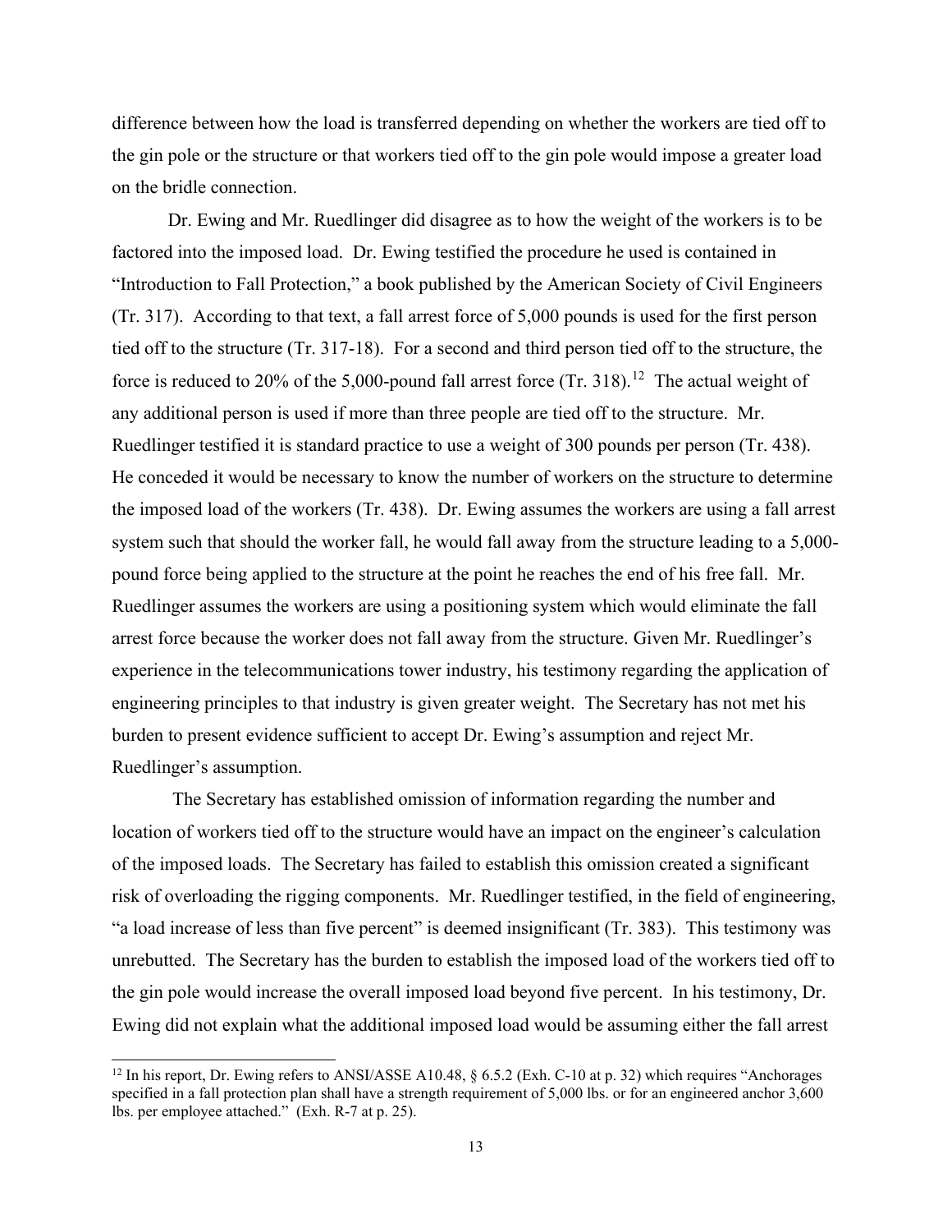difference between how the load is transferred depending on whether the workers are tied off to the gin pole or the structure or that workers tied off to the gin pole would impose a greater load on the bridle connection.

Dr. Ewing and Mr. Ruedlinger did disagree as to how the weight of the workers is to be factored into the imposed load. Dr. Ewing testified the procedure he used is contained in "Introduction to Fall Protection," a book published by the American Society of Civil Engineers (Tr. 317). According to that text, a fall arrest force of 5,000 pounds is used for the first person tied off to the structure (Tr. 317-18). For a second and third person tied off to the structure, the force is reduced to 20% of the 5,000-pound fall arrest force (Tr. 318).[12] The actual weight of any additional person is used if more than three people are tied off to the structure. Mr. Ruedlinger testified it is standard practice to use a weight of 300 pounds per person (Tr. 438). He conceded it would be necessary to know the number of workers on the structure to determine the imposed load of the workers (Tr. 438). Dr. Ewing assumes the workers are using a fall arrest system such that should the worker fall, he would fall away from the structure leading to a 5,000-pound force being applied to the structure at the point he reaches the end of his free fall. Mr. Ruedlinger assumes the workers are using a positioning system which would eliminate the fall arrest force because the worker does not fall away from the structure. Given Mr. Ruedlinger's experience in the telecommunications tower industry, his testimony regarding the application of engineering principles to that industry is given greater weight. The Secretary has not met his burden to present evidence sufficient to accept Dr. Ewing's assumption and reject Mr. Ruedlinger's assumption.

The Secretary has established omission of information regarding the number and location of workers tied off to the structure would have an impact on the engineer's calculation of the imposed loads. The Secretary has failed to establish this omission created a significant risk of overloading the rigging components. Mr. Ruedlinger testified, in the field of engineering, "a load increase of less than five percent" is deemed insignificant (Tr. 383). This testimony was unrebutted. The Secretary has the burden to establish the imposed load of the workers tied off to the gin pole would increase the overall imposed load beyond five percent. In his testimony, Dr. Ewing did not explain what the additional imposed load would be assuming either the fall arrest

[12] In his report, Dr. Ewing refers to ANSI/ASSE A10.48, § 6.5.2 (Exh. C-10 at p. 32) which requires "Anchorages specified in a fall protection plan shall have a strength requirement of 5,000 lbs. or for an engineered anchor 3,600 lbs. per employee attached." (Exh. R-7 at p. 25).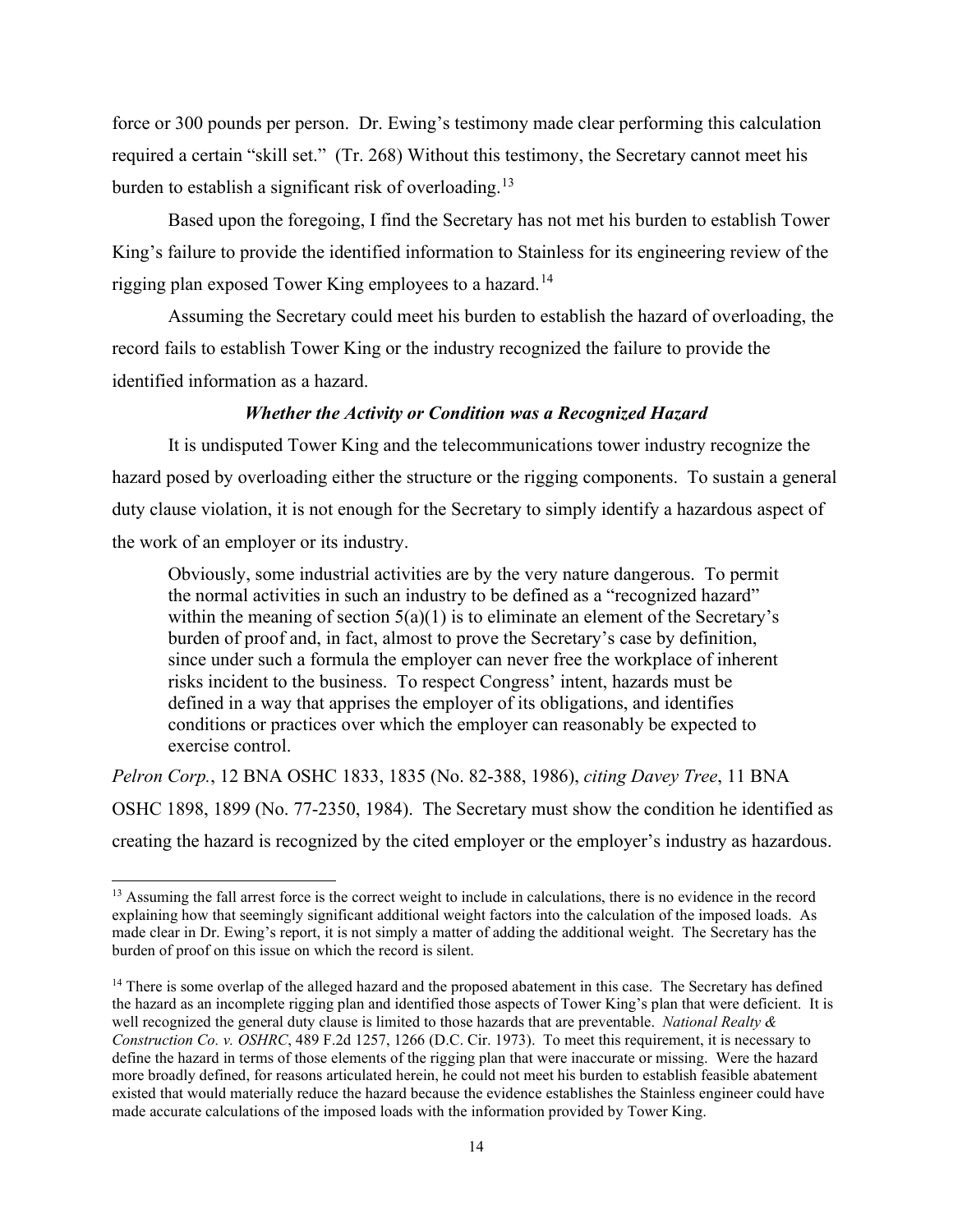force or 300 pounds per person. Dr. Ewing's testimony made clear performing this calculation required a certain "skill set." (Tr. 268) Without this testimony, the Secretary cannot meet his burden to establish a significant risk of overloading.[13]

Based upon the foregoing, I find the Secretary has not met his burden to establish Tower King's failure to provide the identified information to Stainless for its engineering review of the rigging plan exposed Tower King employees to a hazard.[14]

Assuming the Secretary could meet his burden to establish the hazard of overloading, the record fails to establish Tower King or the industry recognized the failure to provide the identified information as a hazard.

### *Whether the Activity or Condition was a Recognized Hazard*

It is undisputed Tower King and the telecommunications tower industry recognize the hazard posed by overloading either the structure or the rigging components. To sustain a general duty clause violation, it is not enough for the Secretary to simply identify a hazardous aspect of the work of an employer or its industry.

> Obviously, some industrial activities are by the very nature dangerous. To permit the normal activities in such an industry to be defined as a "recognized hazard" within the meaning of section 5(a)(1) is to eliminate an element of the Secretary's burden of proof and, in fact, almost to prove the Secretary's case by definition, since under such a formula the employer can never free the workplace of inherent risks incident to the business. To respect Congress' intent, hazards must be defined in a way that apprises the employer of its obligations, and identifies conditions or practices over which the employer can reasonably be expected to exercise control.

*Pelron Corp.*, 12 BNA OSHC 1833, 1835 (No. 82-388, 1986), *citing Davey Tree*, 11 BNA OSHC 1898, 1899 (No. 77-2350, 1984). The Secretary must show the condition he identified as creating the hazard is recognized by the cited employer or the employer's industry as hazardous.

---

[13] Assuming the fall arrest force is the correct weight to include in calculations, there is no evidence in the record explaining how that seemingly significant additional weight factors into the calculation of the imposed loads. As made clear in Dr. Ewing's report, it is not simply a matter of adding the additional weight. The Secretary has the burden of proof on this issue on which the record is silent.

[14] There is some overlap of the alleged hazard and the proposed abatement in this case. The Secretary has defined the hazard as an incomplete rigging plan and identified those aspects of Tower King's plan that were deficient. It is well recognized the general duty clause is limited to those hazards that are preventable. *National Realty & Construction Co. v. OSHRC*, 489 F.2d 1257, 1266 (D.C. Cir. 1973). To meet this requirement, it is necessary to define the hazard in terms of those elements of the rigging plan that were inaccurate or missing. Were the hazard more broadly defined, for reasons articulated herein, he could not meet his burden to establish feasible abatement existed that would materially reduce the hazard because the evidence establishes the Stainless engineer could have made accurate calculations of the imposed loads with the information provided by Tower King.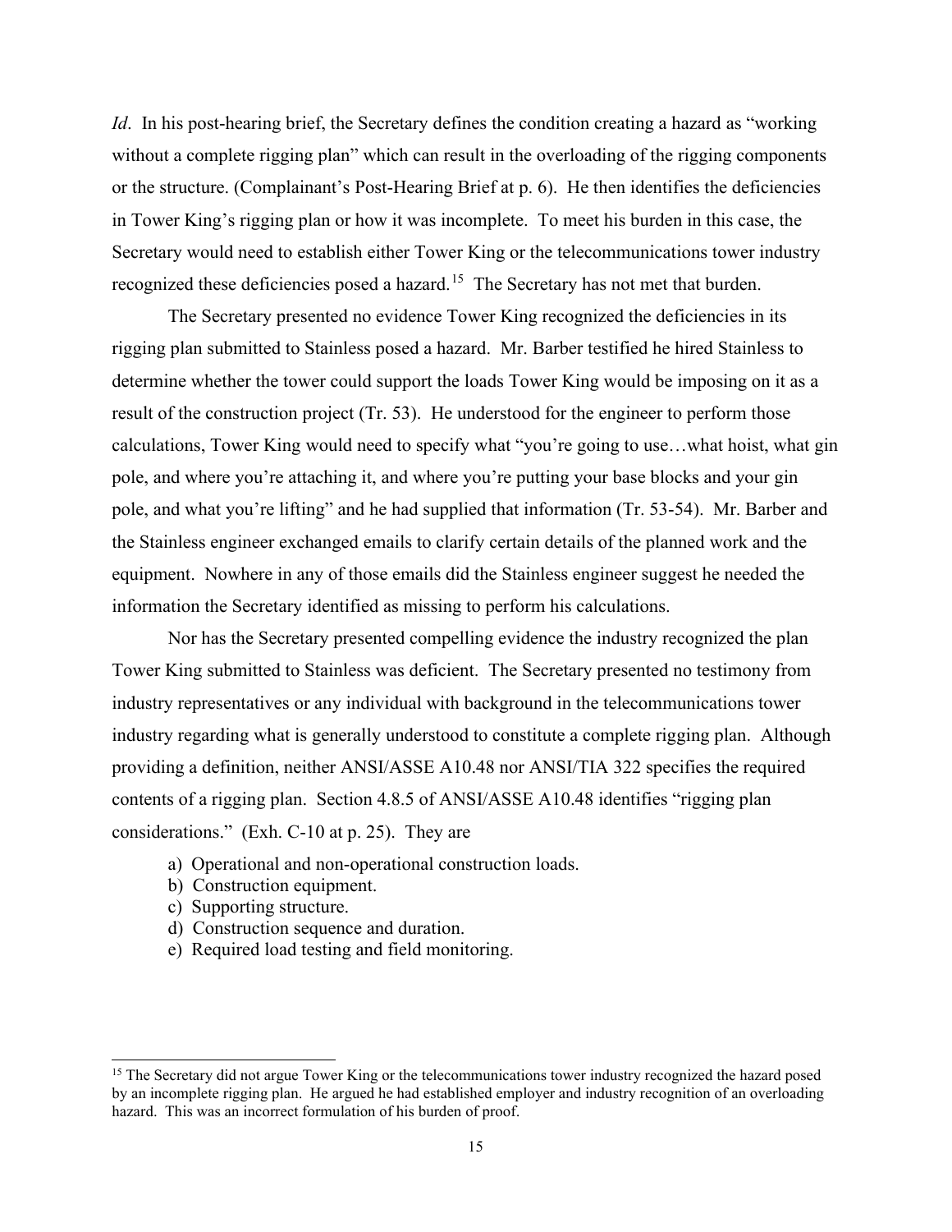*Id*. In his post-hearing brief, the Secretary defines the condition creating a hazard as "working without a complete rigging plan" which can result in the overloading of the rigging components or the structure. (Complainant's Post-Hearing Brief at p. 6). He then identifies the deficiencies in Tower King's rigging plan or how it was incomplete. To meet his burden in this case, the Secretary would need to establish either Tower King or the telecommunications tower industry recognized these deficiencies posed a hazard.[15] The Secretary has not met that burden.

The Secretary presented no evidence Tower King recognized the deficiencies in its rigging plan submitted to Stainless posed a hazard. Mr. Barber testified he hired Stainless to determine whether the tower could support the loads Tower King would be imposing on it as a result of the construction project (Tr. 53). He understood for the engineer to perform those calculations, Tower King would need to specify what "you're going to use…what hoist, what gin pole, and where you're attaching it, and where you're putting your base blocks and your gin pole, and what you're lifting" and he had supplied that information (Tr. 53-54). Mr. Barber and the Stainless engineer exchanged emails to clarify certain details of the planned work and the equipment. Nowhere in any of those emails did the Stainless engineer suggest he needed the information the Secretary identified as missing to perform his calculations.

Nor has the Secretary presented compelling evidence the industry recognized the plan Tower King submitted to Stainless was deficient. The Secretary presented no testimony from industry representatives or any individual with background in the telecommunications tower industry regarding what is generally understood to constitute a complete rigging plan. Although providing a definition, neither ANSI/ASSE A10.48 nor ANSI/TIA 322 specifies the required contents of a rigging plan. Section 4.8.5 of ANSI/ASSE A10.48 identifies "rigging plan considerations." (Exh. C-10 at p. 25). They are

a) Operational and non-operational construction loads.
b) Construction equipment.
c) Supporting structure.
d) Construction sequence and duration.
e) Required load testing and field monitoring.

[15] The Secretary did not argue Tower King or the telecommunications tower industry recognized the hazard posed by an incomplete rigging plan. He argued he had established employer and industry recognition of an overloading hazard. This was an incorrect formulation of his burden of proof.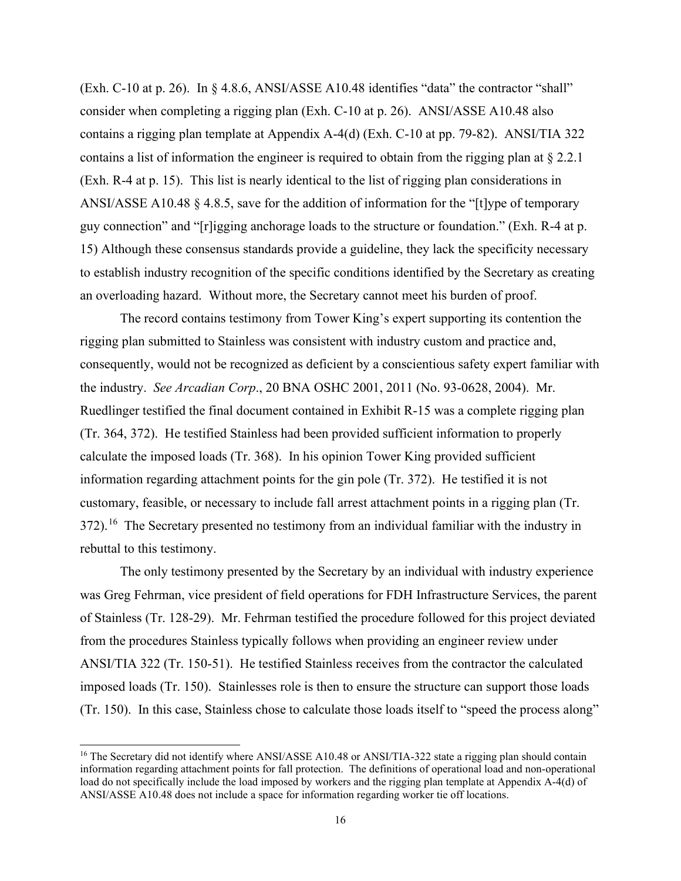(Exh. C-10 at p. 26). In § 4.8.6, ANSI/ASSE A10.48 identifies "data" the contractor "shall" consider when completing a rigging plan (Exh. C-10 at p. 26). ANSI/ASSE A10.48 also contains a rigging plan template at Appendix A-4(d) (Exh. C-10 at pp. 79-82). ANSI/TIA 322 contains a list of information the engineer is required to obtain from the rigging plan at § 2.2.1 (Exh. R-4 at p. 15). This list is nearly identical to the list of rigging plan considerations in ANSI/ASSE A10.48 § 4.8.5, save for the addition of information for the "[t]ype of temporary guy connection" and "[r]igging anchorage loads to the structure or foundation." (Exh. R-4 at p. 15) Although these consensus standards provide a guideline, they lack the specificity necessary to establish industry recognition of the specific conditions identified by the Secretary as creating an overloading hazard. Without more, the Secretary cannot meet his burden of proof.

The record contains testimony from Tower King's expert supporting its contention the rigging plan submitted to Stainless was consistent with industry custom and practice and, consequently, would not be recognized as deficient by a conscientious safety expert familiar with the industry. *See Arcadian Corp*., 20 BNA OSHC 2001, 2011 (No. 93-0628, 2004). Mr. Ruedlinger testified the final document contained in Exhibit R-15 was a complete rigging plan (Tr. 364, 372). He testified Stainless had been provided sufficient information to properly calculate the imposed loads (Tr. 368). In his opinion Tower King provided sufficient information regarding attachment points for the gin pole (Tr. 372). He testified it is not customary, feasible, or necessary to include fall arrest attachment points in a rigging plan (Tr. 372).[16] The Secretary presented no testimony from an individual familiar with the industry in rebuttal to this testimony.

The only testimony presented by the Secretary by an individual with industry experience was Greg Fehrman, vice president of field operations for FDH Infrastructure Services, the parent of Stainless (Tr. 128-29). Mr. Fehrman testified the procedure followed for this project deviated from the procedures Stainless typically follows when providing an engineer review under ANSI/TIA 322 (Tr. 150-51). He testified Stainless receives from the contractor the calculated imposed loads (Tr. 150). Stainlesses role is then to ensure the structure can support those loads (Tr. 150). In this case, Stainless chose to calculate those loads itself to "speed the process along"

[16] The Secretary did not identify where ANSI/ASSE A10.48 or ANSI/TIA-322 state a rigging plan should contain information regarding attachment points for fall protection. The definitions of operational load and non-operational load do not specifically include the load imposed by workers and the rigging plan template at Appendix A-4(d) of ANSI/ASSE A10.48 does not include a space for information regarding worker tie off locations.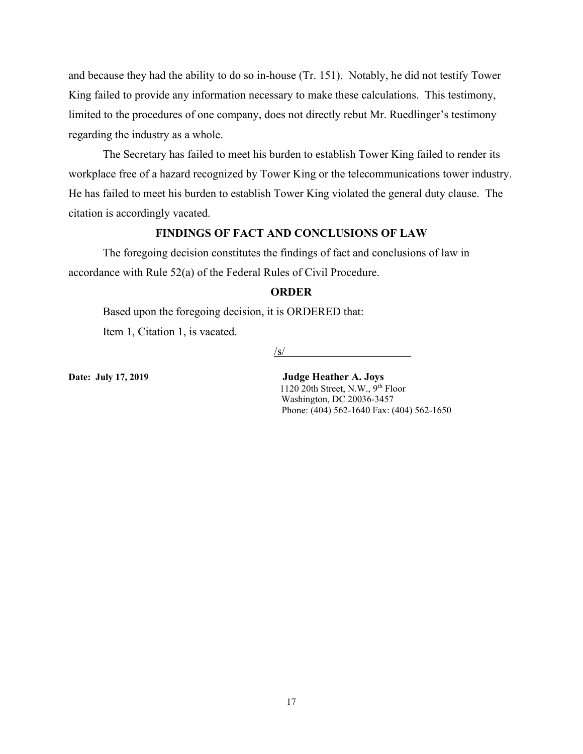and because they had the ability to do so in-house (Tr. 151). Notably, he did not testify Tower King failed to provide any information necessary to make these calculations. This testimony, limited to the procedures of one company, does not directly rebut Mr. Ruedlinger's testimony regarding the industry as a whole.

The Secretary has failed to meet his burden to establish Tower King failed to render its workplace free of a hazard recognized by Tower King or the telecommunications tower industry. He has failed to meet his burden to establish Tower King violated the general duty clause. The citation is accordingly vacated.

## FINDINGS OF FACT AND CONCLUSIONS OF LAW

The foregoing decision constitutes the findings of fact and conclusions of law in accordance with Rule 52(a) of the Federal Rules of Civil Procedure.

## ORDER

Based upon the foregoing decision, it is ORDERED that:

Item 1, Citation 1, is vacated.

/s/

**Date: July 17, 2019**

**Judge Heather A. Joys**
1120 20th Street, N.W., 9th Floor
Washington, DC 20036-3457
Phone: (404) 562-1640 Fax: (404) 562-1650